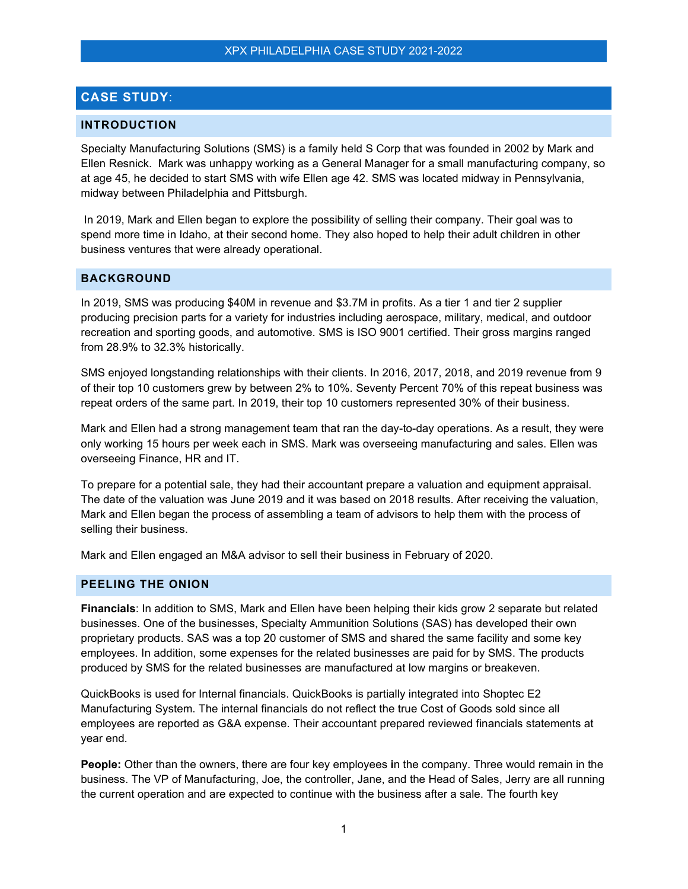# XPX PHILADELPHIA CASE STUDY 2021-2022

## CASE STUDY:

### INTRODUCTION

Specialty Manufacturing Solutions (SMS) is a family held S Corp that was founded in 2002 by Mark and Ellen Resnick. Mark was unhappy working as a General Manager for a small manufacturing company, so at age 45, he decided to start SMS with wife Ellen age 42. SMS was located midway in Pennsylvania, midway between Philadelphia and Pittsburgh.

In 2019, Mark and Ellen began to explore the possibility of selling their company. Their goal was to spend more time in Idaho, at their second home. They also hoped to help their adult children in other business ventures that were already operational.

### BACKGROUND

In 2019, SMS was producing $40M in revenue and $3.7M in profits. As a tier 1 and tier 2 supplier producing precision parts for a variety for industries including aerospace, military, medical, and outdoor recreation and sporting goods, and automotive. SMS is ISO 9001 certified. Their gross margins ranged from 28.9% to 32.3% historically.

SMS enjoyed longstanding relationships with their clients. In 2016, 2017, 2018, and 2019 revenue from 9 of their top 10 customers grew by between 2% to 10%. Seventy Percent 70% of this repeat business was repeat orders of the same part. In 2019, their top 10 customers represented 30% of their business.

Mark and Ellen had a strong management team that ran the day-to-day operations. As a result, they were only working 15 hours per week each in SMS. Mark was overseeing manufacturing and sales. Ellen was overseeing Finance, HR and IT.

To prepare for a potential sale, they had their accountant prepare a valuation and equipment appraisal. The date of the valuation was June 2019 and it was based on 2018 results. After receiving the valuation, Mark and Ellen began the process of assembling a team of advisors to help them with the process of selling their business.

Mark and Ellen engaged an M&A advisor to sell their business in February of 2020.

### PEELING THE ONION

**Financials**: In addition to SMS, Mark and Ellen have been helping their kids grow 2 separate but related businesses. One of the businesses, Specialty Ammunition Solutions (SAS) has developed their own proprietary products. SAS was a top 20 customer of SMS and shared the same facility and some key employees. In addition, some expenses for the related businesses are paid for by SMS. The products produced by SMS for the related businesses are manufactured at low margins or breakeven.

QuickBooks is used for Internal financials. QuickBooks is partially integrated into Shoptec E2 Manufacturing System. The internal financials do not reflect the true Cost of Goods sold since all employees are reported as G&A expense. Their accountant prepared reviewed financials statements at year end.

**People:** Other than the owners, there are four key employees in the company. Three would remain in the business. The VP of Manufacturing, Joe, the controller, Jane, and the Head of Sales, Jerry are all running the current operation and are expected to continue with the business after a sale. The fourth key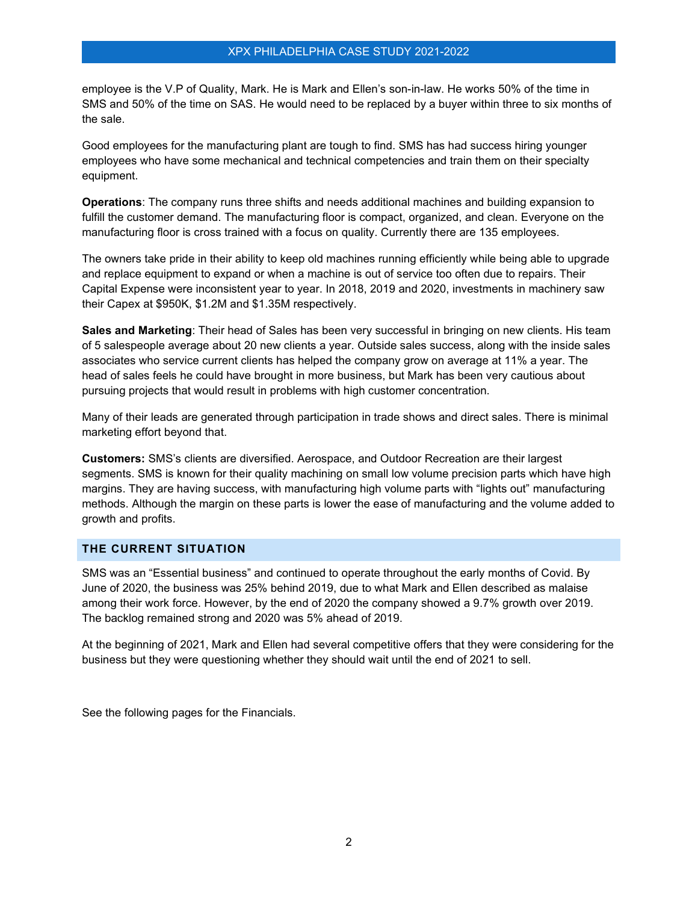employee is the V.P of Quality, Mark. He is Mark and Ellen's son-in-law. He works 50% of the time in SMS and 50% of the time on SAS. He would need to be replaced by a buyer within three to six months of the sale.

Good employees for the manufacturing plant are tough to find. SMS has had success hiring younger employees who have some mechanical and technical competencies and train them on their specialty equipment.

**Operations**: The company runs three shifts and needs additional machines and building expansion to fulfill the customer demand. The manufacturing floor is compact, organized, and clean. Everyone on the manufacturing floor is cross trained with a focus on quality. Currently there are 135 employees.

The owners take pride in their ability to keep old machines running efficiently while being able to upgrade and replace equipment to expand or when a machine is out of service too often due to repairs. Their Capital Expense were inconsistent year to year. In 2018, 2019 and 2020, investments in machinery saw their Capex at $950K, $1.2M and $1.35M respectively.

**Sales and Marketing**: Their head of Sales has been very successful in bringing on new clients. His team of 5 salespeople average about 20 new clients a year. Outside sales success, along with the inside sales associates who service current clients has helped the company grow on average at 11% a year. The head of sales feels he could have brought in more business, but Mark has been very cautious about pursuing projects that would result in problems with high customer concentration.

Many of their leads are generated through participation in trade shows and direct sales. There is minimal marketing effort beyond that.

**Customers:** SMS's clients are diversified. Aerospace, and Outdoor Recreation are their largest segments. SMS is known for their quality machining on small low volume precision parts which have high margins. They are having success, with manufacturing high volume parts with "lights out" manufacturing methods. Although the margin on these parts is lower the ease of manufacturing and the volume added to growth and profits.

## THE CURRENT SITUATION

SMS was an "Essential business" and continued to operate throughout the early months of Covid. By June of 2020, the business was 25% behind 2019, due to what Mark and Ellen described as malaise among their work force. However, by the end of 2020 the company showed a 9.7% growth over 2019. The backlog remained strong and 2020 was 5% ahead of 2019.

At the beginning of 2021, Mark and Ellen had several competitive offers that they were considering for the business but they were questioning whether they should wait until the end of 2021 to sell.

See the following pages for the Financials.